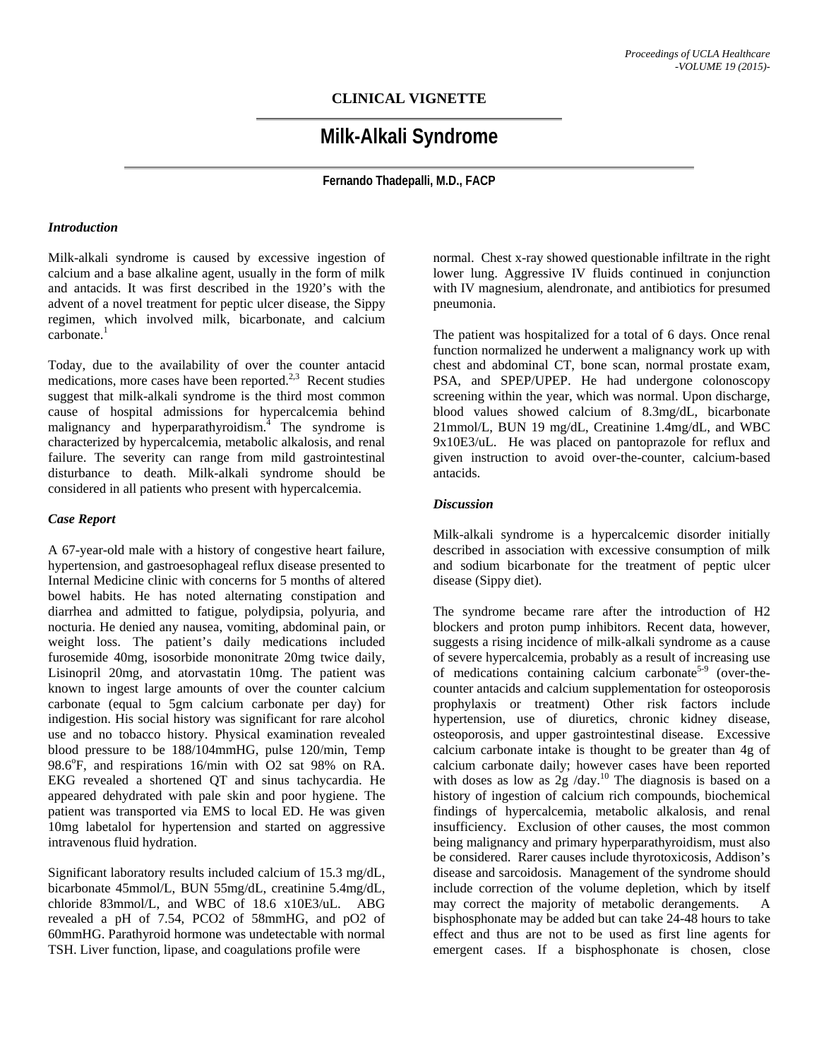## CLINICAL VIGNETTE

# Milk-Alkali Syndrome

**Fernando Thadepalli, M.D., FACP**

### *Introduction*

Milk-alkali syndrome is caused by excessive ingestion of calcium and a base alkaline agent, usually in the form of milk and antacids. It was first described in the 1920's with the advent of a novel treatment for peptic ulcer disease, the Sippy regimen, which involved milk, bicarbonate, and calcium carbonate.[1]

Today, due to the availability of over the counter antacid medications, more cases have been reported.[2,3] Recent studies suggest that milk-alkali syndrome is the third most common cause of hospital admissions for hypercalcemia behind malignancy and hyperparathyroidism.[4] The syndrome is characterized by hypercalcemia, metabolic alkalosis, and renal failure. The severity can range from mild gastrointestinal disturbance to death. Milk-alkali syndrome should be considered in all patients who present with hypercalcemia.

### *Case Report*

A 67-year-old male with a history of congestive heart failure, hypertension, and gastroesophageal reflux disease presented to Internal Medicine clinic with concerns for 5 months of altered bowel habits. He has noted alternating constipation and diarrhea and admitted to fatigue, polydipsia, polyuria, and nocturia. He denied any nausea, vomiting, abdominal pain, or weight loss. The patient's daily medications included furosemide 40mg, isosorbide mononitrate 20mg twice daily, Lisinopril 20mg, and atorvastatin 10mg. The patient was known to ingest large amounts of over the counter calcium carbonate (equal to 5gm calcium carbonate per day) for indigestion. His social history was significant for rare alcohol use and no tobacco history. Physical examination revealed blood pressure to be 188/104mmHG, pulse 120/min, Temp 98.6$^{o}$F, and respirations 16/min with O2 sat 98% on RA. EKG revealed a shortened QT and sinus tachycardia. He appeared dehydrated with pale skin and poor hygiene. The patient was transported via EMS to local ED. He was given 10mg labetalol for hypertension and started on aggressive intravenous fluid hydration.

Significant laboratory results included calcium of 15.3 mg/dL, bicarbonate 45mmol/L, BUN 55mg/dL, creatinine 5.4mg/dL, chloride 83mmol/L, and WBC of 18.6 x10E3/uL. ABG revealed a pH of 7.54, PCO2 of 58mmHG, and pO2 of 60mmHG. Parathyroid hormone was undetectable with normal TSH. Liver function, lipase, and coagulations profile were normal. Chest x-ray showed questionable infiltrate in the right lower lung. Aggressive IV fluids continued in conjunction with IV magnesium, alendronate, and antibiotics for presumed pneumonia.

The patient was hospitalized for a total of 6 days. Once renal function normalized he underwent a malignancy work up with chest and abdominal CT, bone scan, normal prostate exam, PSA, and SPEP/UPEP. He had undergone colonoscopy screening within the year, which was normal. Upon discharge, blood values showed calcium of 8.3mg/dL, bicarbonate 21mmol/L, BUN 19 mg/dL, Creatinine 1.4mg/dL, and WBC 9x10E3/uL. He was placed on pantoprazole for reflux and given instruction to avoid over-the-counter, calcium-based antacids.

### *Discussion*

Milk-alkali syndrome is a hypercalcemic disorder initially described in association with excessive consumption of milk and sodium bicarbonate for the treatment of peptic ulcer disease (Sippy diet).

The syndrome became rare after the introduction of H2 blockers and proton pump inhibitors. Recent data, however, suggests a rising incidence of milk-alkali syndrome as a cause of severe hypercalcemia, probably as a result of increasing use of medications containing calcium carbonate[5-9] (over-the-counter antacids and calcium supplementation for osteoporosis prophylaxis or treatment) Other risk factors include hypertension, use of diuretics, chronic kidney disease, osteoporosis, and upper gastrointestinal disease. Excessive calcium carbonate intake is thought to be greater than 4g of calcium carbonate daily; however cases have been reported with doses as low as 2g /day.[10] The diagnosis is based on a history of ingestion of calcium rich compounds, biochemical findings of hypercalcemia, metabolic alkalosis, and renal insufficiency. Exclusion of other causes, the most common being malignancy and primary hyperparathyroidism, must also be considered. Rarer causes include thyrotoxicosis, Addison's disease and sarcoidosis. Management of the syndrome should include correction of the volume depletion, which by itself may correct the majority of metabolic derangements. A bisphosphonate may be added but can take 24-48 hours to take effect and thus are not to be used as first line agents for emergent cases. If a bisphosphonate is chosen, close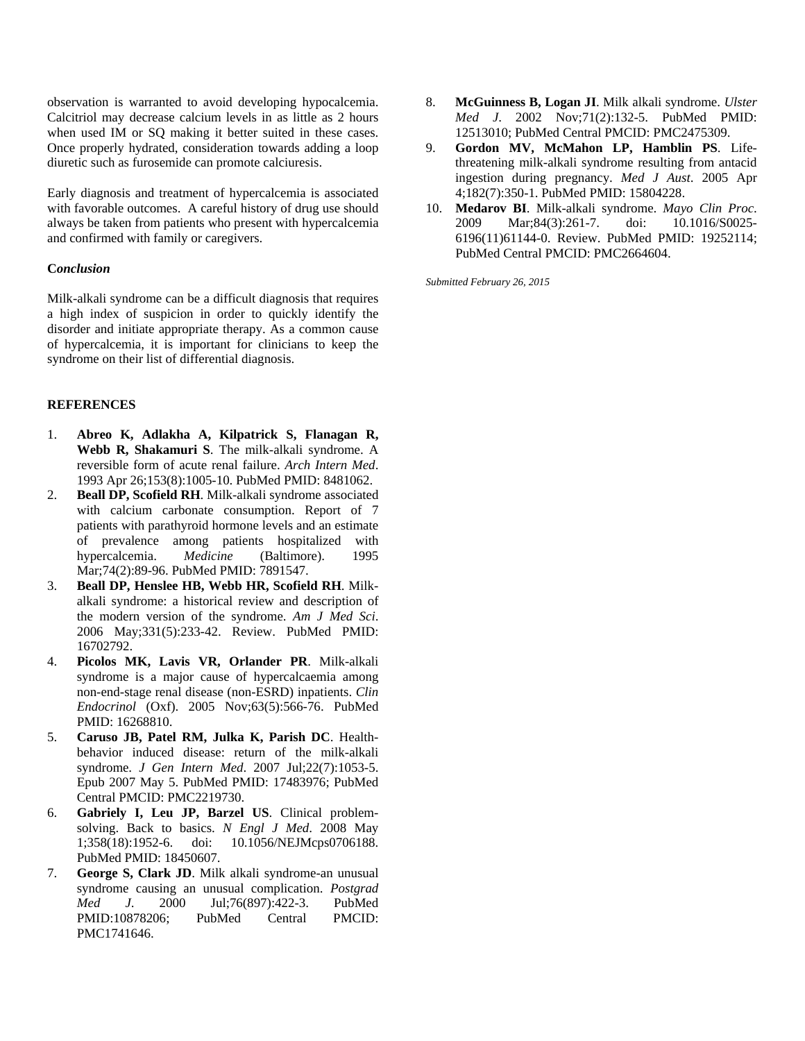observation is warranted to avoid developing hypocalcemia. Calcitriol may decrease calcium levels in as little as 2 hours when used IM or SQ making it better suited in these cases. Once properly hydrated, consideration towards adding a loop diuretic such as furosemide can promote calciuresis.

Early diagnosis and treatment of hypercalcemia is associated with favorable outcomes. A careful history of drug use should always be taken from patients who present with hypercalcemia and confirmed with family or caregivers.

### C*onclusion*

Milk-alkali syndrome can be a difficult diagnosis that requires a high index of suspicion in order to quickly identify the disorder and initiate appropriate therapy. As a common cause of hypercalcemia, it is important for clinicians to keep the syndrome on their list of differential diagnosis.

## REFERENCES

1. **Abreo K, Adlakha A, Kilpatrick S, Flanagan R, Webb R, Shakamuri S**. The milk-alkali syndrome. A reversible form of acute renal failure. *Arch Intern Med*. 1993 Apr 26;153(8):1005-10. PubMed PMID: 8481062.
2. **Beall DP, Scofield RH**. Milk-alkali syndrome associated with calcium carbonate consumption. Report of 7 patients with parathyroid hormone levels and an estimate of prevalence among patients hospitalized with hypercalcemia. *Medicine* (Baltimore). 1995 Mar;74(2):89-96. PubMed PMID: 7891547.
3. **Beall DP, Henslee HB, Webb HR, Scofield RH**. Milk-alkali syndrome: a historical review and description of the modern version of the syndrome. *Am J Med Sci*. 2006 May;331(5):233-42. Review. PubMed PMID: 16702792.
4. **Picolos MK, Lavis VR, Orlander PR**. Milk-alkali syndrome is a major cause of hypercalcaemia among non-end-stage renal disease (non-ESRD) inpatients. *Clin Endocrinol* (Oxf). 2005 Nov;63(5):566-76. PubMed PMID: 16268810.
5. **Caruso JB, Patel RM, Julka K, Parish DC**. Health-behavior induced disease: return of the milk-alkali syndrome. *J Gen Intern Med*. 2007 Jul;22(7):1053-5. Epub 2007 May 5. PubMed PMID: 17483976; PubMed Central PMCID: PMC2219730.
6. **Gabriely I, Leu JP, Barzel US**. Clinical problem-solving. Back to basics. *N Engl J Med*. 2008 May 1;358(18):1952-6. doi: 10.1056/NEJMcps0706188. PubMed PMID: 18450607.
7. **George S, Clark JD**. Milk alkali syndrome-an unusual syndrome causing an unusual complication. *Postgrad Med J*. 2000 Jul;76(897):422-3. PubMed PMID:10878206; PubMed Central PMCID: PMC1741646.
8. **McGuinness B, Logan JI**. Milk alkali syndrome. *Ulster Med J*. 2002 Nov;71(2):132-5. PubMed PMID: 12513010; PubMed Central PMCID: PMC2475309.
9. **Gordon MV, McMahon LP, Hamblin PS**. Life-threatening milk-alkali syndrome resulting from antacid ingestion during pregnancy. *Med J Aust*. 2005 Apr 4;182(7):350-1. PubMed PMID: 15804228.
10. **Medarov BI**. Milk-alkali syndrome. *Mayo Clin Proc*. 2009 Mar;84(3):261-7. doi: 10.1016/S0025-6196(11)61144-0. Review. PubMed PMID: 19252114; PubMed Central PMCID: PMC2664604.

*Submitted February 26, 2015*